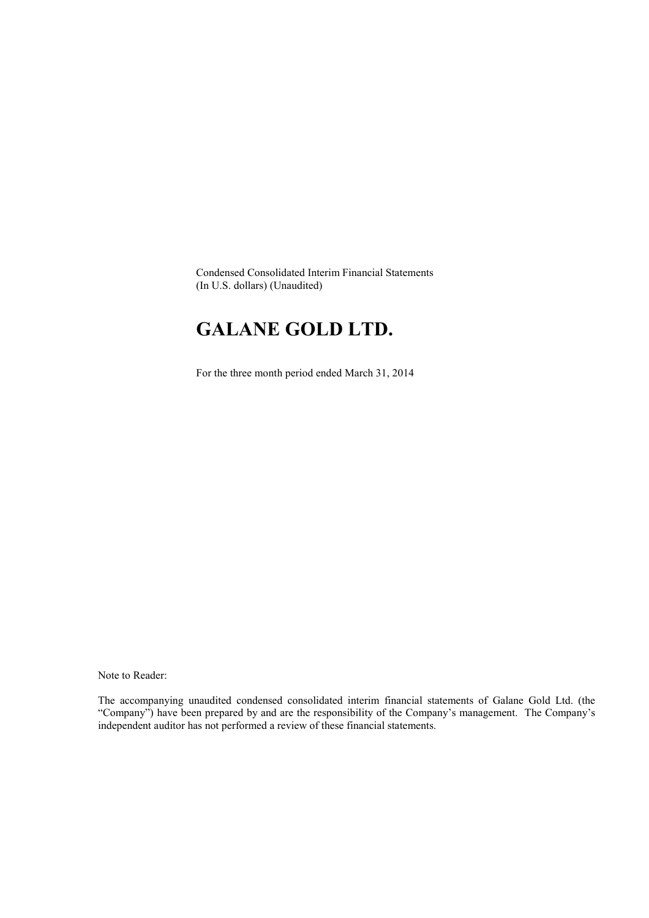Condensed Consolidated Interim Financial Statements
(In U.S. dollars) (Unaudited)

# GALANE GOLD LTD.

For the three month period ended March 31, 2014

Note to Reader:

The accompanying unaudited condensed consolidated interim financial statements of Galane Gold Ltd. (the "Company") have been prepared by and are the responsibility of the Company's management. The Company's independent auditor has not performed a review of these financial statements.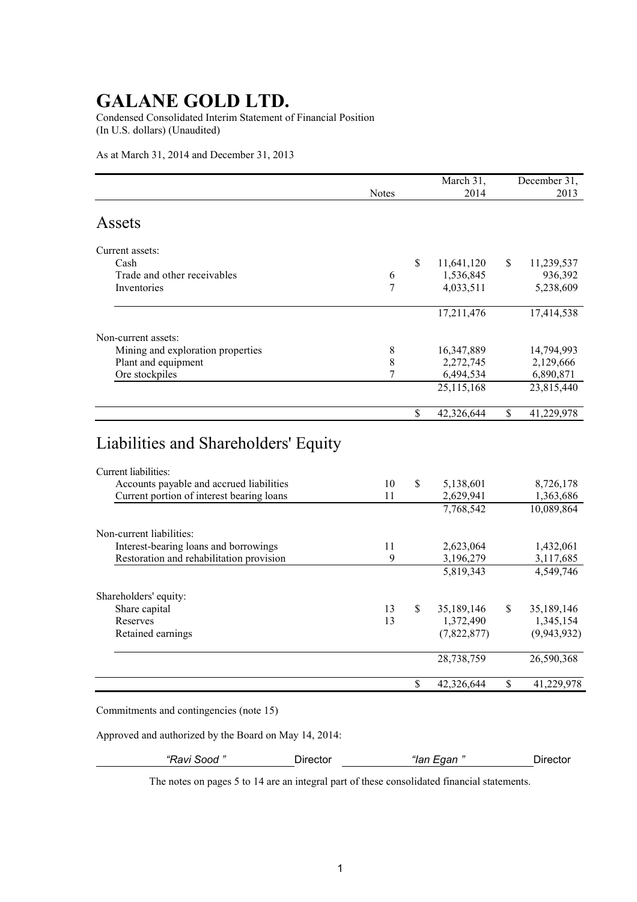# GALANE GOLD LTD.

Condensed Consolidated Interim Statement of Financial Position
(In U.S. dollars) (Unaudited)

As at March 31, 2014 and December 31, 2013

| | Notes | March 31, 2014 | December 31, 2013 |
|---|---|---|---|
| **Assets** | | | |
| Current assets: | | | |
| Cash | | $ 11,641,120 | $ 11,239,537 |
| Trade and other receivables | 6 | 1,536,845 | 936,392 |
| Inventories | 7 | 4,033,511 | 5,238,609 |
| | | 17,211,476 | 17,414,538 |
| Non-current assets: | | | |
| Mining and exploration properties | 8 | 16,347,889 | 14,794,993 |
| Plant and equipment | 8 | 2,272,745 | 2,129,666 |
| Ore stockpiles | 7 | 6,494,534 | 6,890,871 |
| | | 25,115,168 | 23,815,440 |
| | | $ 42,326,644 | $ 41,229,978 |
| **Liabilities and Shareholders' Equity** | | | |
| Current liabilities: | | | |
| Accounts payable and accrued liabilities | 10 | $ 5,138,601 | 8,726,178 |
| Current portion of interest bearing loans | 11 | 2,629,941 | 1,363,686 |
| | | 7,768,542 | 10,089,864 |
| Non-current liabilities: | | | |
| Interest-bearing loans and borrowings | 11 | 2,623,064 | 1,432,061 |
| Restoration and rehabilitation provision | 9 | 3,196,279 | 3,117,685 |
| | | 5,819,343 | 4,549,746 |
| Shareholders' equity: | | | |
| Share capital | 13 | $ 35,189,146 | $ 35,189,146 |
| Reserves | 13 | 1,372,490 | 1,345,154 |
| Retained earnings | | (7,822,877) | (9,943,932) |
| | | 28,738,759 | 26,590,368 |
| | | $ 42,326,644 | $ 41,229,978 |

Commitments and contingencies (note 15)

Approved and authorized by the Board on May 14, 2014:

*"Ravi Sood"* Director *"Ian Egan"* Director

The notes on pages 5 to 14 are an integral part of these consolidated financial statements.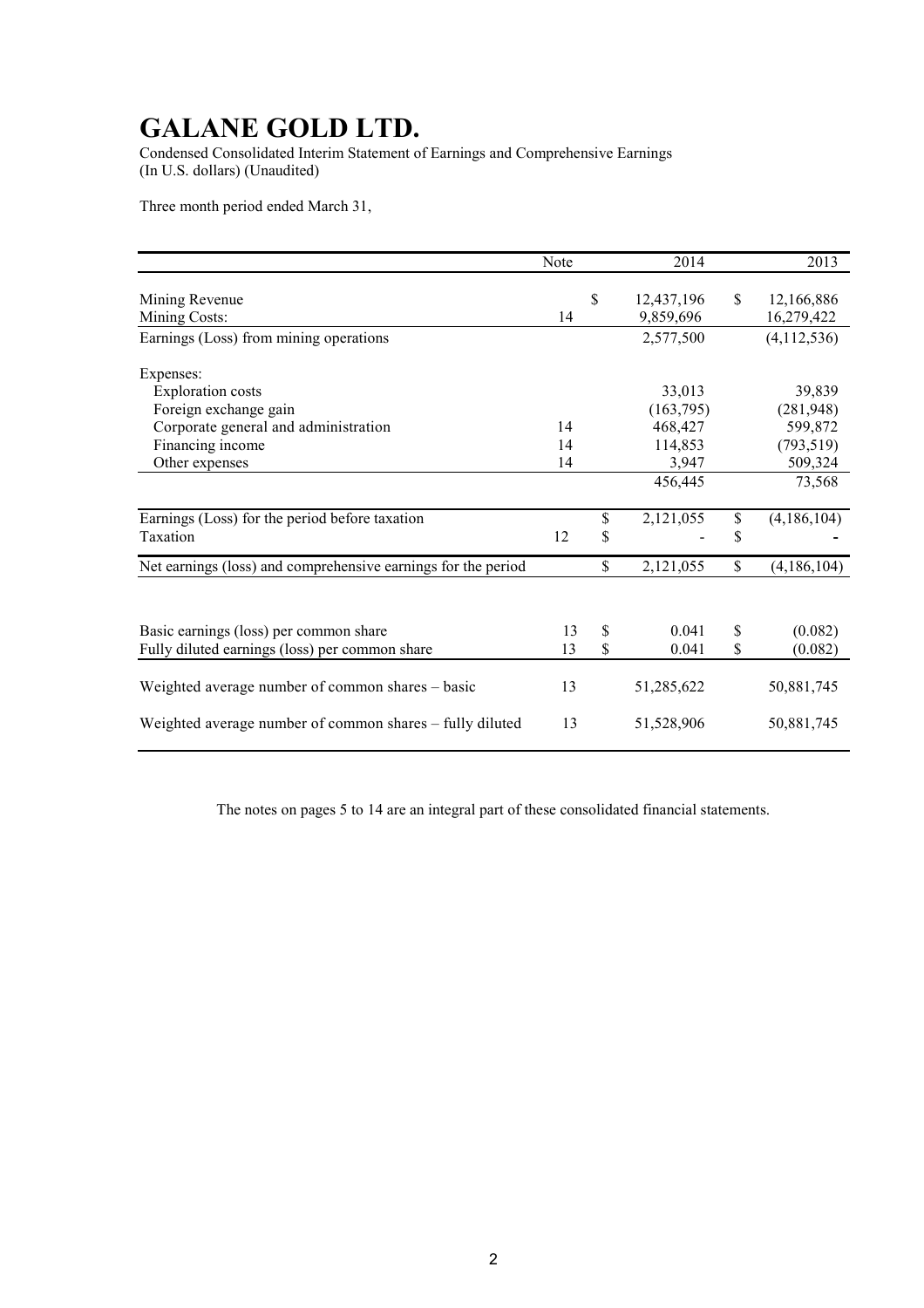# GALANE GOLD LTD.

Condensed Consolidated Interim Statement of Earnings and Comprehensive Earnings
(In U.S. dollars) (Unaudited)

Three month period ended March 31,

| | Note | 2014 | 2013 |
|---|---|---|---|
| Mining Revenue | | $ 12,437,196 | $ 12,166,886 |
| Mining Costs: | 14 | 9,859,696 | 16,279,422 |
| Earnings (Loss) from mining operations | | 2,577,500 | (4,112,536) |
| Expenses: | | | |
| Exploration costs | | 33,013 | 39,839 |
| Foreign exchange gain | | (163,795) | (281,948) |
| Corporate general and administration | 14 | 468,427 | 599,872 |
| Financing income | 14 | 114,853 | (793,519) |
| Other expenses | 14 | 3,947 | 509,324 |
| | | 456,445 | 73,568 |
| Earnings (Loss) for the period before taxation | | $ 2,121,055 | $ (4,186,104) |
| Taxation | 12 | $ - | $ - |
| Net earnings (loss) and comprehensive earnings for the period | | $ 2,121,055 | $ (4,186,104) |
| Basic earnings (loss) per common share | 13 | $ 0.041 | $ (0.082) |
| Fully diluted earnings (loss) per common share | 13 | $ 0.041 | $ (0.082) |
| Weighted average number of common shares – basic | 13 | 51,285,622 | 50,881,745 |
| Weighted average number of common shares – fully diluted | 13 | 51,528,906 | 50,881,745 |

The notes on pages 5 to 14 are an integral part of these consolidated financial statements.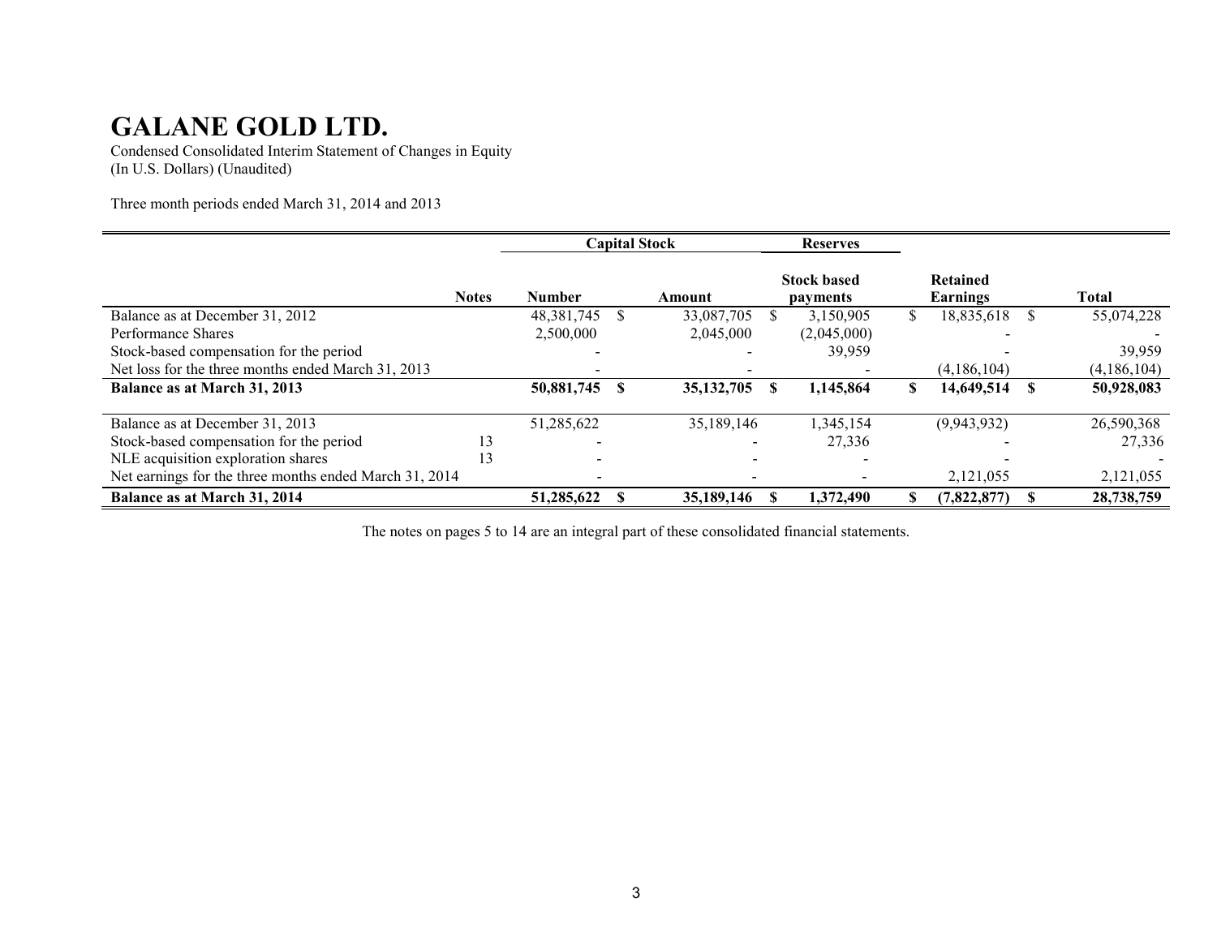# GALANE GOLD LTD.

Condensed Consolidated Interim Statement of Changes in Equity
(In U.S. Dollars) (Unaudited)

Three month periods ended March 31, 2014 and 2013

| | | Capital Stock | | Reserves | | |
|---|---|---|---|---|---|---|
| | Notes | Number | Amount | Stock based payments | Retained Earnings | Total |
| Balance as at December 31, 2012 | | 48,381,745 | $ 33,087,705 | $ 3,150,905 | $ 18,835,618 | $ 55,074,228 |
| Performance Shares | | 2,500,000 | 2,045,000 | (2,045,000) | - | - |
| Stock-based compensation for the period | | - | - | 39,959 | - | 39,959 |
| Net loss for the three months ended March 31, 2013 | | - | - | - | (4,186,104) | (4,186,104) |
| **Balance as at March 31, 2013** | | **50,881,745** | **$ 35,132,705** | **$ 1,145,864** | **$ 14,649,514** | **$ 50,928,083** |
| Balance as at December 31, 2013 | | 51,285,622 | 35,189,146 | 1,345,154 | (9,943,932) | 26,590,368 |
| Stock-based compensation for the period | 13 | - | - | 27,336 | - | 27,336 |
| NLE acquisition exploration shares | 13 | - | - | - | - | - |
| Net earnings for the three months ended March 31, 2014 | | - | - | - | 2,121,055 | 2,121,055 |
| **Balance as at March 31, 2014** | | **51,285,622** | **$ 35,189,146** | **$ 1,372,490** | **$ (7,822,877)** | **$ 28,738,759** |

The notes on pages 5 to 14 are an integral part of these consolidated financial statements.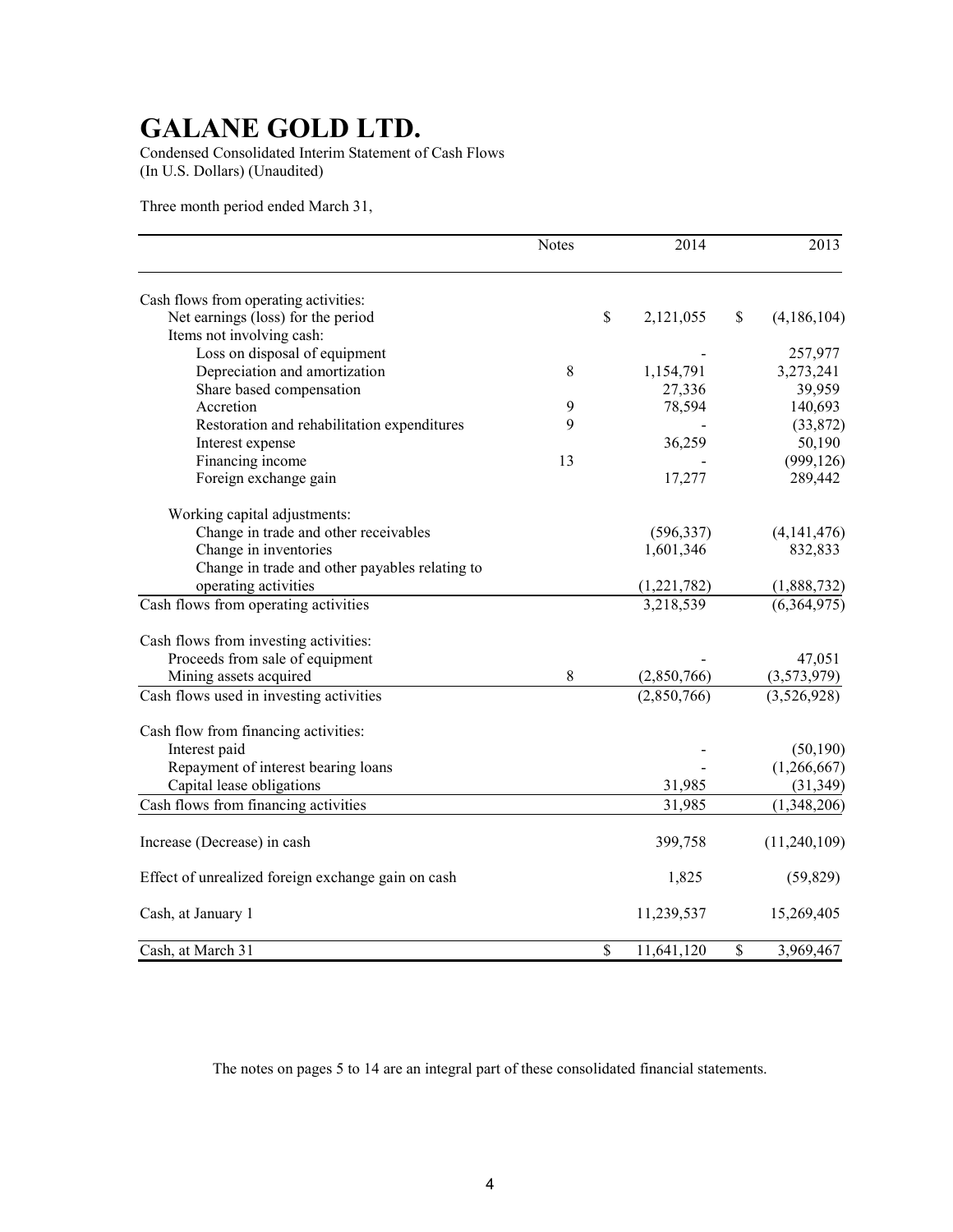# GALANE GOLD LTD.

Condensed Consolidated Interim Statement of Cash Flows
(In U.S. Dollars) (Unaudited)

Three month period ended March 31,

| | Notes | 2014 | 2013 |
|---|---|---|---|
| Cash flows from operating activities: | | | |
| Net earnings (loss) for the period | | $ 2,121,055 | $ (4,186,104) |
| Items not involving cash: | | | |
| Loss on disposal of equipment | | - | 257,977 |
| Depreciation and amortization | 8 | 1,154,791 | 3,273,241 |
| Share based compensation | | 27,336 | 39,959 |
| Accretion | 9 | 78,594 | 140,693 |
| Restoration and rehabilitation expenditures | 9 | - | (33,872) |
| Interest expense | | 36,259 | 50,190 |
| Financing income | 13 | - | (999,126) |
| Foreign exchange gain | | 17,277 | 289,442 |
| Working capital adjustments: | | | |
| Change in trade and other receivables | | (596,337) | (4,141,476) |
| Change in inventories | | 1,601,346 | 832,833 |
| Change in trade and other payables relating to operating activities | | (1,221,782) | (1,888,732) |
| Cash flows from operating activities | | 3,218,539 | (6,364,975) |
| Cash flows from investing activities: | | | |
| Proceeds from sale of equipment | | - | 47,051 |
| Mining assets acquired | 8 | (2,850,766) | (3,573,979) |
| Cash flows used in investing activities | | (2,850,766) | (3,526,928) |
| Cash flow from financing activities: | | | |
| Interest paid | | - | (50,190) |
| Repayment of interest bearing loans | | - | (1,266,667) |
| Capital lease obligations | | 31,985 | (31,349) |
| Cash flows from financing activities | | 31,985 | (1,348,206) |
| Increase (Decrease) in cash | | 399,758 | (11,240,109) |
| Effect of unrealized foreign exchange gain on cash | | 1,825 | (59,829) |
| Cash, at January 1 | | 11,239,537 | 15,269,405 |
| Cash, at March 31 | | $ 11,641,120 | $ 3,969,467 |

The notes on pages 5 to 14 are an integral part of these consolidated financial statements.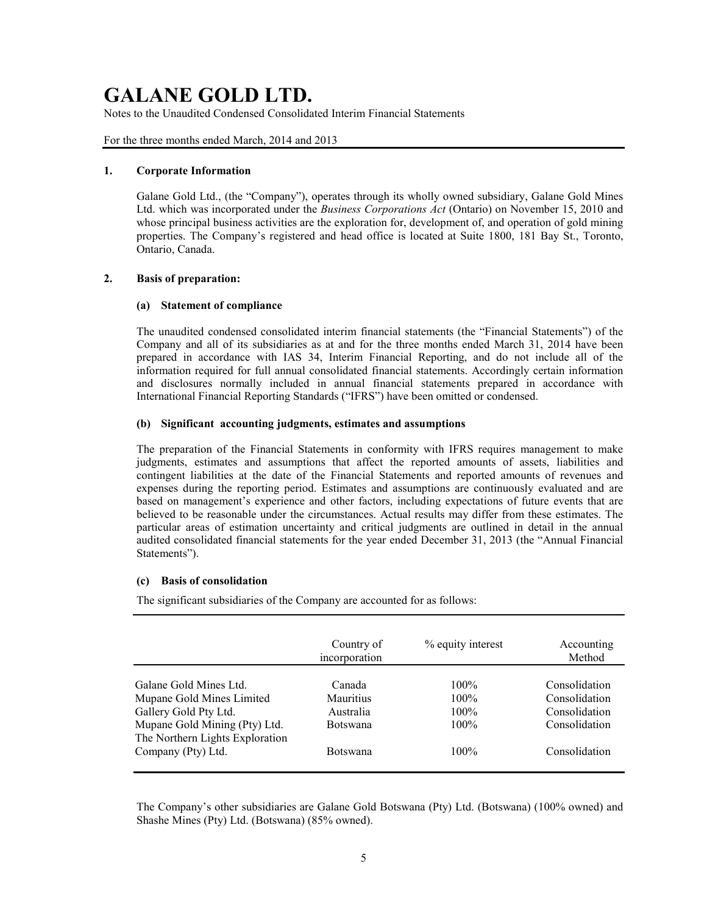# GALANE GOLD LTD.

Notes to the Unaudited Condensed Consolidated Interim Financial Statements

For the three months ended March, 2014 and 2013

## 1. Corporate Information

Galane Gold Ltd., (the "Company"), operates through its wholly owned subsidiary, Galane Gold Mines Ltd. which was incorporated under the *Business Corporations Act* (Ontario) on November 15, 2010 and whose principal business activities are the exploration for, development of, and operation of gold mining properties. The Company's registered and head office is located at Suite 1800, 181 Bay St., Toronto, Ontario, Canada.

## 2. Basis of preparation:

### (a) Statement of compliance

The unaudited condensed consolidated interim financial statements (the "Financial Statements") of the Company and all of its subsidiaries as at and for the three months ended March 31, 2014 have been prepared in accordance with IAS 34, Interim Financial Reporting, and do not include all of the information required for full annual consolidated financial statements. Accordingly certain information and disclosures normally included in annual financial statements prepared in accordance with International Financial Reporting Standards ("IFRS") have been omitted or condensed.

### (b) Significant accounting judgments, estimates and assumptions

The preparation of the Financial Statements in conformity with IFRS requires management to make judgments, estimates and assumptions that affect the reported amounts of assets, liabilities and contingent liabilities at the date of the Financial Statements and reported amounts of revenues and expenses during the reporting period. Estimates and assumptions are continuously evaluated and are based on management's experience and other factors, including expectations of future events that are believed to be reasonable under the circumstances. Actual results may differ from these estimates. The particular areas of estimation uncertainty and critical judgments are outlined in detail in the annual audited consolidated financial statements for the year ended December 31, 2013 (the "Annual Financial Statements").

### (c) Basis of consolidation

The significant subsidiaries of the Company are accounted for as follows:

| | Country of incorporation | % equity interest | Accounting Method |
|---|---|---|---|
| Galane Gold Mines Ltd. | Canada | 100% | Consolidation |
| Mupane Gold Mines Limited | Mauritius | 100% | Consolidation |
| Gallery Gold Pty Ltd. | Australia | 100% | Consolidation |
| Mupane Gold Mining (Pty) Ltd. | Botswana | 100% | Consolidation |
| The Northern Lights Exploration Company (Pty) Ltd. | Botswana | 100% | Consolidation |

The Company's other subsidiaries are Galane Gold Botswana (Pty) Ltd. (Botswana) (100% owned) and Shashe Mines (Pty) Ltd. (Botswana) (85% owned).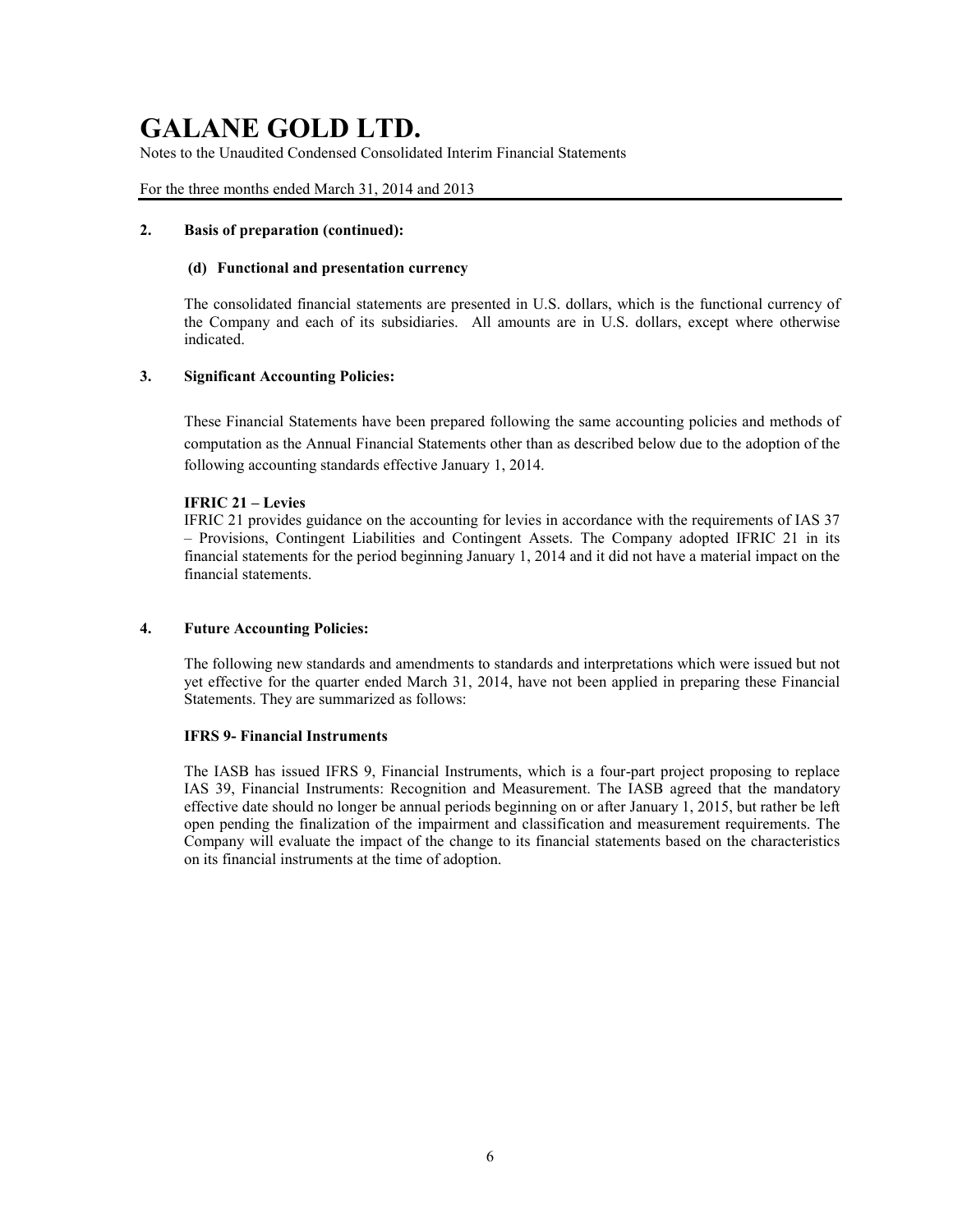# GALANE GOLD LTD.

Notes to the Unaudited Condensed Consolidated Interim Financial Statements

For the three months ended March 31, 2014 and 2013

**2. Basis of preparation (continued):**

**(d) Functional and presentation currency**

The consolidated financial statements are presented in U.S. dollars, which is the functional currency of the Company and each of its subsidiaries. All amounts are in U.S. dollars, except where otherwise indicated.

**3. Significant Accounting Policies:**

These Financial Statements have been prepared following the same accounting policies and methods of computation as the Annual Financial Statements other than as described below due to the adoption of the following accounting standards effective January 1, 2014.

**IFRIC 21 – Levies**

IFRIC 21 provides guidance on the accounting for levies in accordance with the requirements of IAS 37 – Provisions, Contingent Liabilities and Contingent Assets. The Company adopted IFRIC 21 in its financial statements for the period beginning January 1, 2014 and it did not have a material impact on the financial statements.

**4. Future Accounting Policies:**

The following new standards and amendments to standards and interpretations which were issued but not yet effective for the quarter ended March 31, 2014, have not been applied in preparing these Financial Statements. They are summarized as follows:

**IFRS 9- Financial Instruments**

The IASB has issued IFRS 9, Financial Instruments, which is a four-part project proposing to replace IAS 39, Financial Instruments: Recognition and Measurement. The IASB agreed that the mandatory effective date should no longer be annual periods beginning on or after January 1, 2015, but rather be left open pending the finalization of the impairment and classification and measurement requirements. The Company will evaluate the impact of the change to its financial statements based on the characteristics on its financial instruments at the time of adoption.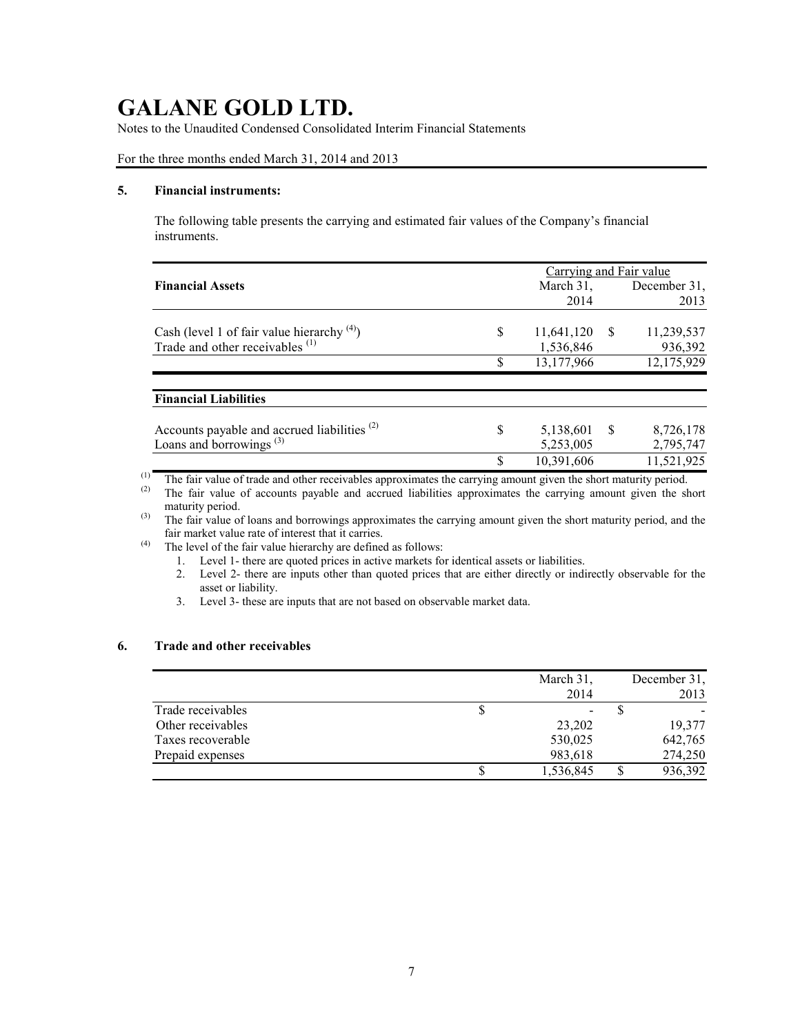## 5. Financial instruments:

The following table presents the carrying and estimated fair values of the Company's financial instruments.

| Financial Assets | Carrying and Fair value March 31, 2014 | December 31, 2013 |
|---|---|---|
| Cash (level 1 of fair value hierarchy [(4)]) | $ 11,641,120 | $ 11,239,537 |
| Trade and other receivables [(1)] | 1,536,846 | 936,392 |
| | $ 13,177,966 | 12,175,929 |

| Financial Liabilities | March 31, 2014 | December 31, 2013 |
|---|---|---|
| Accounts payable and accrued liabilities [(2)] | $ 5,138,601 | $ 8,726,178 |
| Loans and borrowings [(3)] | 5,253,005 | 2,795,747 |
| | $ 10,391,606 | 11,521,925 |

(1) The fair value of trade and other receivables approximates the carrying amount given the short maturity period.

(2) The fair value of accounts payable and accrued liabilities approximates the carrying amount given the short maturity period.

(3) The fair value of loans and borrowings approximates the carrying amount given the short maturity period, and the fair market value rate of interest that it carries.

(4) The level of the fair value hierarchy are defined as follows:

1. Level 1- there are quoted prices in active markets for identical assets or liabilities.
2. Level 2- there are inputs other than quoted prices that are either directly or indirectly observable for the asset or liability.
3. Level 3- these are inputs that are not based on observable market data.

## 6. Trade and other receivables

| | March 31, 2014 | December 31, 2013 |
|---|---|---|
| Trade receivables | $ - | $ - |
| Other receivables | 23,202 | 19,377 |
| Taxes recoverable | 530,025 | 642,765 |
| Prepaid expenses | 983,618 | 274,250 |
| | $ 1,536,845 | $ 936,392 |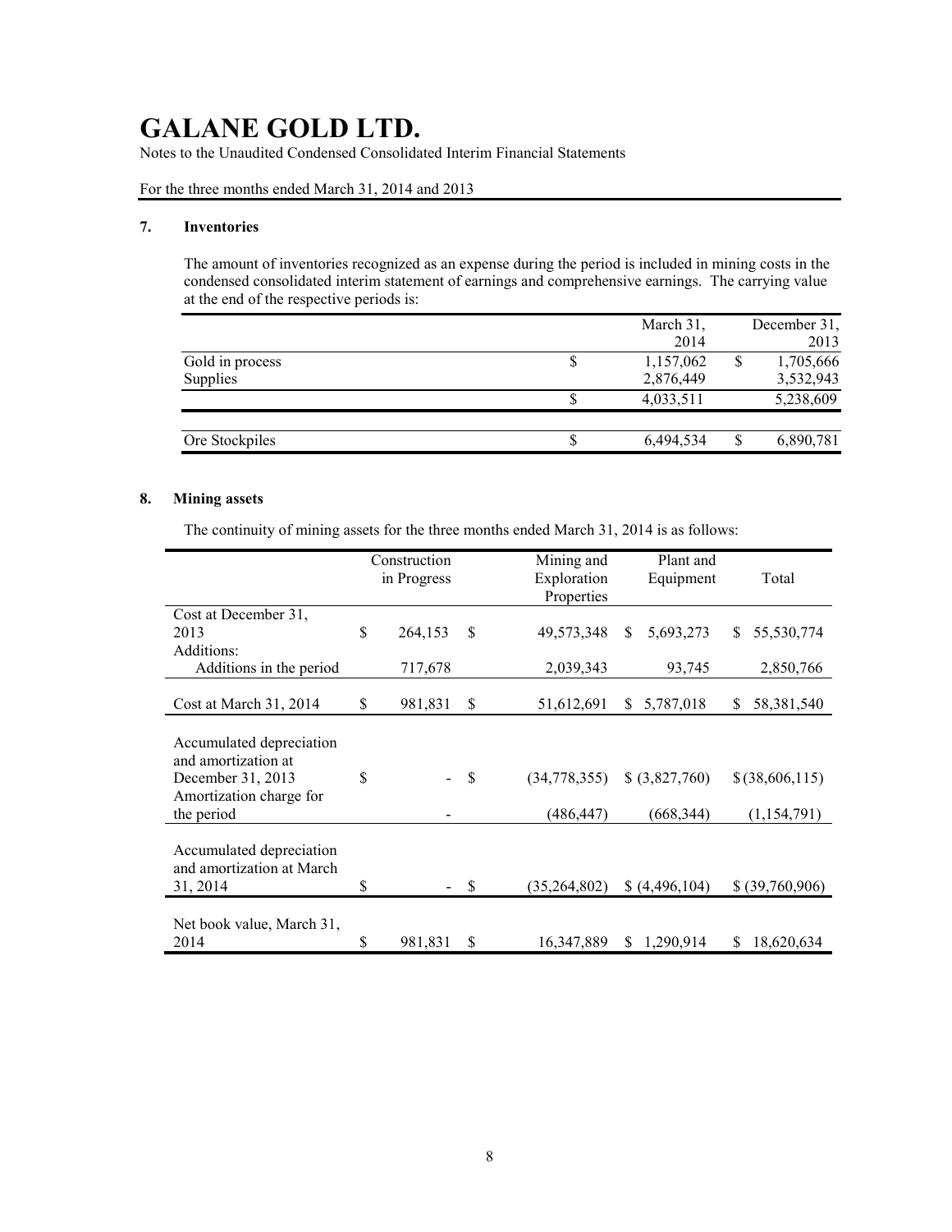# GALANE GOLD LTD.

Notes to the Unaudited Condensed Consolidated Interim Financial Statements

For the three months ended March 31, 2014 and 2013

## 7. Inventories

The amount of inventories recognized as an expense during the period is included in mining costs in the condensed consolidated interim statement of earnings and comprehensive earnings. The carrying value at the end of the respective periods is:

| | March 31, 2014 | December 31, 2013 |
|---|---|---|
| Gold in process | $ 1,157,062 | $ 1,705,666 |
| Supplies | 2,876,449 | 3,532,943 |
| | $ 4,033,511 | 5,238,609 |
| | | |
| Ore Stockpiles | $ 6,494,534 | $ 6,890,781 |

## 8. Mining assets

The continuity of mining assets for the three months ended March 31, 2014 is as follows:

| | Construction in Progress | Mining and Exploration Properties | Plant and Equipment | Total |
|---|---|---|---|---|
| Cost at December 31, 2013 | $ 264,153 | $ 49,573,348 | $ 5,693,273 | $ 55,530,774 |
| Additions: | | | | |
| Additions in the period | 717,678 | 2,039,343 | 93,745 | 2,850,766 |
| Cost at March 31, 2014 | $ 981,831 | $ 51,612,691 | $ 5,787,018 | $ 58,381,540 |
| Accumulated depreciation and amortization at December 31, 2013 | $ - | $ (34,778,355) | $ (3,827,760) | $ (38,606,115) |
| Amortization charge for the period | - | (486,447) | (668,344) | (1,154,791) |
| Accumulated depreciation and amortization at March 31, 2014 | $ - | $ (35,264,802) | $ (4,496,104) | $ (39,760,906) |
| Net book value, March 31, 2014 | $ 981,831 | $ 16,347,889 | $ 1,290,914 | $ 18,620,634 |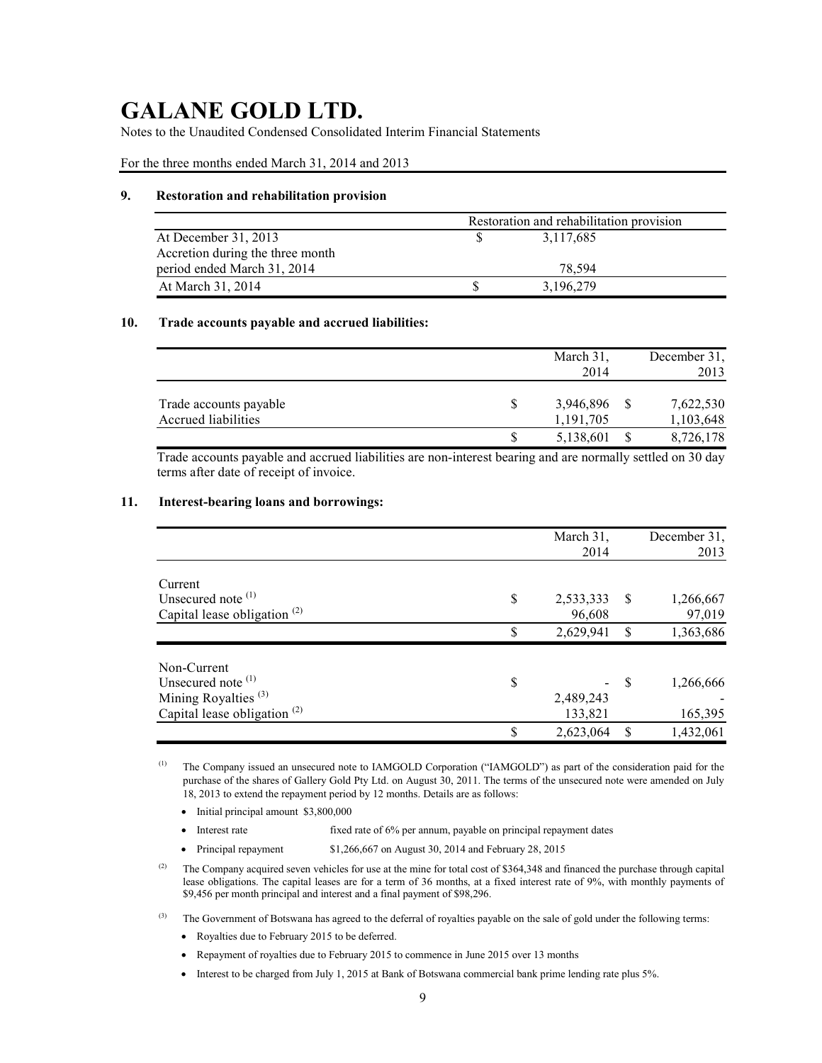# GALANE GOLD LTD.

Notes to the Unaudited Condensed Consolidated Interim Financial Statements

For the three months ended March 31, 2014 and 2013

## 9. Restoration and rehabilitation provision

| | Restoration and rehabilitation provision |
|---|---|
| At December 31, 2013 | $ 3,117,685 |
| Accretion during the three month period ended March 31, 2014 | 78,594 |
| At March 31, 2014 | $ 3,196,279 |

## 10. Trade accounts payable and accrued liabilities:

| | March 31, 2014 | December 31, 2013 |
|---|---|---|
| Trade accounts payable | $ 3,946,896 | $ 7,622,530 |
| Accrued liabilities | 1,191,705 | 1,103,648 |
| | $ 5,138,601 | $ 8,726,178 |

Trade accounts payable and accrued liabilities are non-interest bearing and are normally settled on 30 day terms after date of receipt of invoice.

## 11. Interest-bearing loans and borrowings:

| | March 31, 2014 | December 31, 2013 |
|---|---|---|
| Current | | |
| Unsecured note [(1)] | $ 2,533,333 | $ 1,266,667 |
| Capital lease obligation [(2)] | 96,608 | 97,019 |
| | $ 2,629,941 | $ 1,363,686 |
| Non-Current | | |
| Unsecured note [(1)] | $ - | $ 1,266,666 |
| Mining Royalties [(3)] | 2,489,243 | - |
| Capital lease obligation [(2)] | 133,821 | 165,395 |
| | $ 2,623,064 | $ 1,432,061 |

(1) The Company issued an unsecured note to IAMGOLD Corporation ("IAMGOLD") as part of the consideration paid for the purchase of the shares of Gallery Gold Pty Ltd. on August 30, 2011. The terms of the unsecured note were amended on July 18, 2013 to extend the repayment period by 12 months. Details are as follows:

- Initial principal amount $3,800,000
- Interest rate: fixed rate of 6% per annum, payable on principal repayment dates
- Principal repayment: $1,266,667 on August 30, 2014 and February 28, 2015

(2) The Company acquired seven vehicles for use at the mine for total cost of $364,348 and financed the purchase through capital lease obligations. The capital leases are for a term of 36 months, at a fixed interest rate of 9%, with monthly payments of $9,456 per month principal and interest and a final payment of $98,296.

(3) The Government of Botswana has agreed to the deferral of royalties payable on the sale of gold under the following terms:

- Royalties due to February 2015 to be deferred.
- Repayment of royalties due to February 2015 to commence in June 2015 over 13 months
- Interest to be charged from July 1, 2015 at Bank of Botswana commercial bank prime lending rate plus 5%.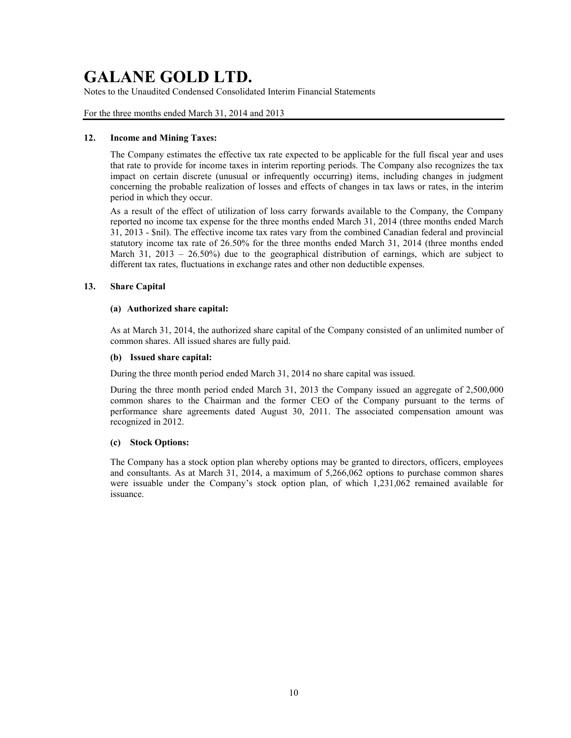## 12. Income and Mining Taxes:

The Company estimates the effective tax rate expected to be applicable for the full fiscal year and uses that rate to provide for income taxes in interim reporting periods. The Company also recognizes the tax impact on certain discrete (unusual or infrequently occurring) items, including changes in judgment concerning the probable realization of losses and effects of changes in tax laws or rates, in the interim period in which they occur.

As a result of the effect of utilization of loss carry forwards available to the Company, the Company reported no income tax expense for the three months ended March 31, 2014 (three months ended March 31, 2013 - $nil). The effective income tax rates vary from the combined Canadian federal and provincial statutory income tax rate of 26.50% for the three months ended March 31, 2014 (three months ended March 31, 2013 – 26.50%) due to the geographical distribution of earnings, which are subject to different tax rates, fluctuations in exchange rates and other non deductible expenses.

## 13. Share Capital

### (a) Authorized share capital:

As at March 31, 2014, the authorized share capital of the Company consisted of an unlimited number of common shares. All issued shares are fully paid.

### (b) Issued share capital:

During the three month period ended March 31, 2014 no share capital was issued.

During the three month period ended March 31, 2013 the Company issued an aggregate of 2,500,000 common shares to the Chairman and the former CEO of the Company pursuant to the terms of performance share agreements dated August 30, 2011. The associated compensation amount was recognized in 2012.

### (c) Stock Options:

The Company has a stock option plan whereby options may be granted to directors, officers, employees and consultants. As at March 31, 2014, a maximum of 5,266,062 options to purchase common shares were issuable under the Company's stock option plan, of which 1,231,062 remained available for issuance.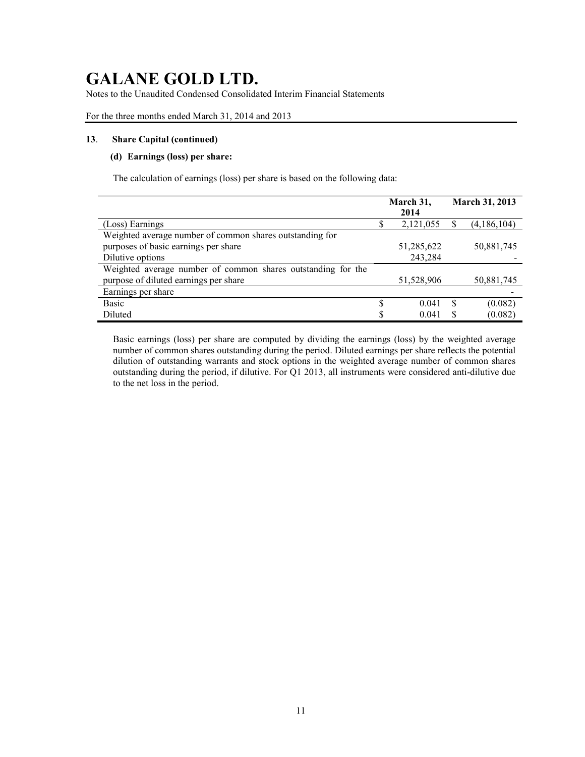# GALANE GOLD LTD.

Notes to the Unaudited Condensed Consolidated Interim Financial Statements

For the three months ended March 31, 2014 and 2013

**13. Share Capital (continued)**

**(d) Earnings (loss) per share:**

The calculation of earnings (loss) per share is based on the following data:

| | March 31, 2014 | March 31, 2013 |
|---|---|---|
| (Loss) Earnings | $ 2,121,055 | $ (4,186,104) |
| Weighted average number of common shares outstanding for purposes of basic earnings per share | 51,285,622 | 50,881,745 |
| Dilutive options | 243,284 | - |
| Weighted average number of common shares outstanding for the purpose of diluted earnings per share | 51,528,906 | 50,881,745 |
| Earnings per share | | - |
| Basic | $ 0.041 | $ (0.082) |
| Diluted | $ 0.041 | $ (0.082) |

Basic earnings (loss) per share are computed by dividing the earnings (loss) by the weighted average number of common shares outstanding during the period. Diluted earnings per share reflects the potential dilution of outstanding warrants and stock options in the weighted average number of common shares outstanding during the period, if dilutive. For Q1 2013, all instruments were considered anti-dilutive due to the net loss in the period.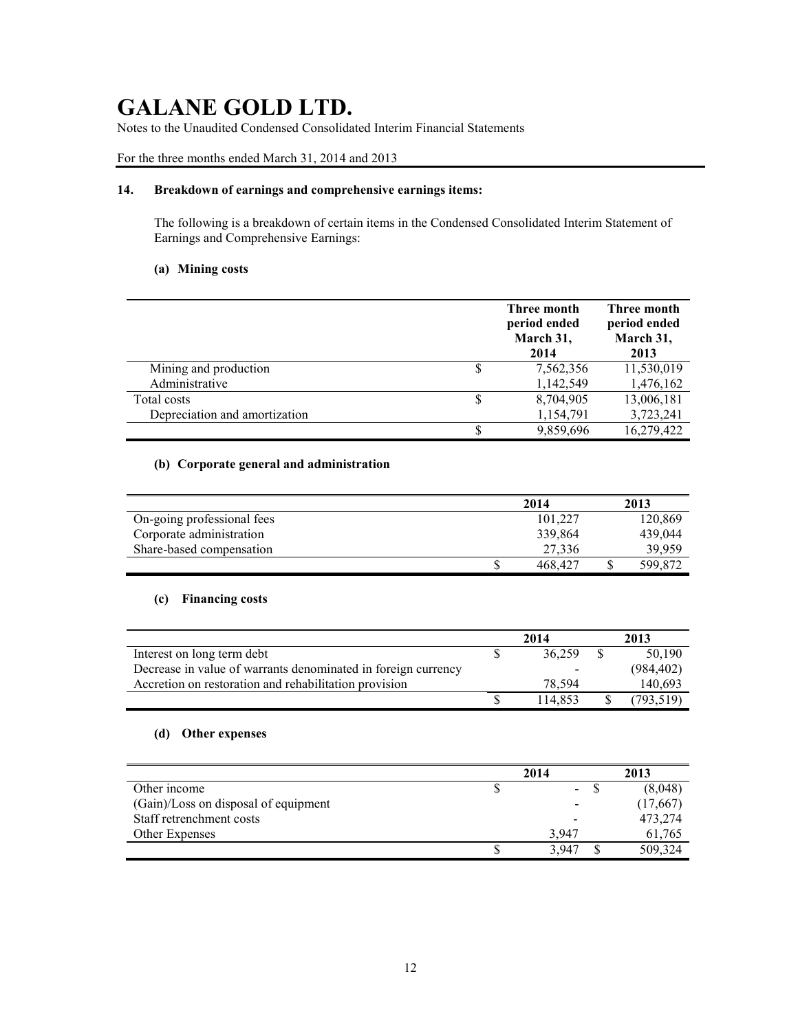# GALANE GOLD LTD.

Notes to the Unaudited Condensed Consolidated Interim Financial Statements

For the three months ended March 31, 2014 and 2013

## 14. Breakdown of earnings and comprehensive earnings items:

The following is a breakdown of certain items in the Condensed Consolidated Interim Statement of Earnings and Comprehensive Earnings:

### (a) Mining costs

| | | Three month period ended March 31, 2014 | Three month period ended March 31, 2013 |
|---|---|---|---|
| Mining and production | $ | 7,562,356 | 11,530,019 |
| Administrative | | 1,142,549 | 1,476,162 |
| Total costs | $ | 8,704,905 | 13,006,181 |
| Depreciation and amortization | | 1,154,791 | 3,723,241 |
| | $ | 9,859,696 | 16,279,422 |

### (b) Corporate general and administration

| | | 2014 | | 2013 |
|---|---|---|---|---|
| On-going professional fees | | 101,227 | | 120,869 |
| Corporate administration | | 339,864 | | 439,044 |
| Share-based compensation | | 27,336 | | 39,959 |
| | $ | 468,427 | $ | 599,872 |

### (c) Financing costs

| | | 2014 | | 2013 |
|---|---|---|---|---|
| Interest on long term debt | $ | 36,259 | $ | 50,190 |
| Decrease in value of warrants denominated in foreign currency | | - | | (984,402) |
| Accretion on restoration and rehabilitation provision | | 78,594 | | 140,693 |
| | $ | 114,853 | $ | (793,519) |

### (d) Other expenses

| | | 2014 | | 2013 |
|---|---|---|---|---|
| Other income | $ | - | $ | (8,048) |
| (Gain)/Loss on disposal of equipment | | - | | (17,667) |
| Staff retrenchment costs | | - | | 473,274 |
| Other Expenses | | 3,947 | | 61,765 |
| | $ | 3,947 | $ | 509,324 |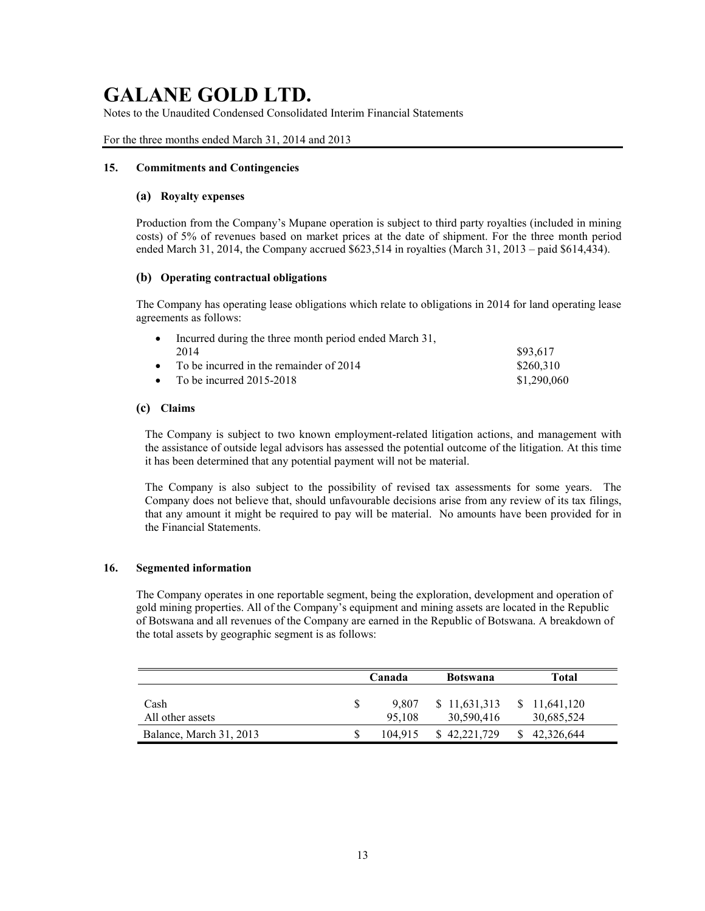# GALANE GOLD LTD.

Notes to the Unaudited Condensed Consolidated Interim Financial Statements

For the three months ended March 31, 2014 and 2013

## 15. Commitments and Contingencies

### (a) Royalty expenses

Production from the Company's Mupane operation is subject to third party royalties (included in mining costs) of 5% of revenues based on market prices at the date of shipment. For the three month period ended March 31, 2014, the Company accrued $623,514 in royalties (March 31, 2013 – paid $614,434).

### (b) Operating contractual obligations

The Company has operating lease obligations which relate to obligations in 2014 for land operating lease agreements as follows:

- Incurred during the three month period ended March 31, 2014 — $93,617
- To be incurred in the remainder of 2014 — $260,310
- To be incurred 2015-2018 — $1,290,060

### (c) Claims

The Company is subject to two known employment-related litigation actions, and management with the assistance of outside legal advisors has assessed the potential outcome of the litigation. At this time it has been determined that any potential payment will not be material.

The Company is also subject to the possibility of revised tax assessments for some years. The Company does not believe that, should unfavourable decisions arise from any review of its tax filings, that any amount it might be required to pay will be material. No amounts have been provided for in the Financial Statements.

## 16. Segmented information

The Company operates in one reportable segment, being the exploration, development and operation of gold mining properties. All of the Company's equipment and mining assets are located in the Republic of Botswana and all revenues of the Company are earned in the Republic of Botswana. A breakdown of the total assets by geographic segment is as follows:

| | Canada | Botswana | Total |
|---|---|---|---|
| Cash | $ 9,807 | $ 11,631,313 | $ 11,641,120 |
| All other assets | 95,108 | 30,590,416 | 30,685,524 |
| Balance, March 31, 2013 | $ 104,915 | $ 42,221,729 | $ 42,326,644 |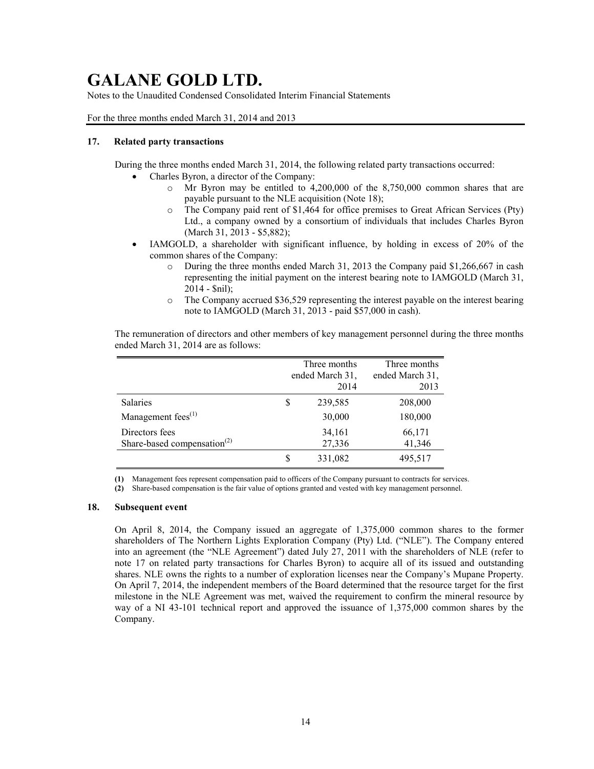# GALANE GOLD LTD.

Notes to the Unaudited Condensed Consolidated Interim Financial Statements

For the three months ended March 31, 2014 and 2013

## 17. Related party transactions

During the three months ended March 31, 2014, the following related party transactions occurred:

- Charles Byron, a director of the Company:
  - Mr Byron may be entitled to 4,200,000 of the 8,750,000 common shares that are payable pursuant to the NLE acquisition (Note 18);
  - The Company paid rent of $1,464 for office premises to Great African Services (Pty) Ltd., a company owned by a consortium of individuals that includes Charles Byron (March 31, 2013 - $5,882);
- IAMGOLD, a shareholder with significant influence, by holding in excess of 20% of the common shares of the Company:
  - During the three months ended March 31, 2013 the Company paid $1,266,667 in cash representing the initial payment on the interest bearing note to IAMGOLD (March 31, 2014 - $nil);
  - The Company accrued $36,529 representing the interest payable on the interest bearing note to IAMGOLD (March 31, 2013 - paid $57,000 in cash).

The remuneration of directors and other members of key management personnel during the three months ended March 31, 2014 are as follows:

| | | Three months ended March 31, 2014 | Three months ended March 31, 2013 |
|---|---|---|---|
| Salaries | $ | 239,585 | 208,000 |
| Management fees[(1)] | | 30,000 | 180,000 |
| Directors fees | | 34,161 | 66,171 |
| Share-based compensation[(2)] | | 27,336 | 41,346 |
| | $ | 331,082 | 495,517 |

**(1)** Management fees represent compensation paid to officers of the Company pursuant to contracts for services.

**(2)** Share-based compensation is the fair value of options granted and vested with key management personnel.

## 18. Subsequent event

On April 8, 2014, the Company issued an aggregate of 1,375,000 common shares to the former shareholders of The Northern Lights Exploration Company (Pty) Ltd. ("NLE"). The Company entered into an agreement (the "NLE Agreement") dated July 27, 2011 with the shareholders of NLE (refer to note 17 on related party transactions for Charles Byron) to acquire all of its issued and outstanding shares. NLE owns the rights to a number of exploration licenses near the Company's Mupane Property. On April 7, 2014, the independent members of the Board determined that the resource target for the first milestone in the NLE Agreement was met, waived the requirement to confirm the mineral resource by way of a NI 43-101 technical report and approved the issuance of 1,375,000 common shares by the Company.